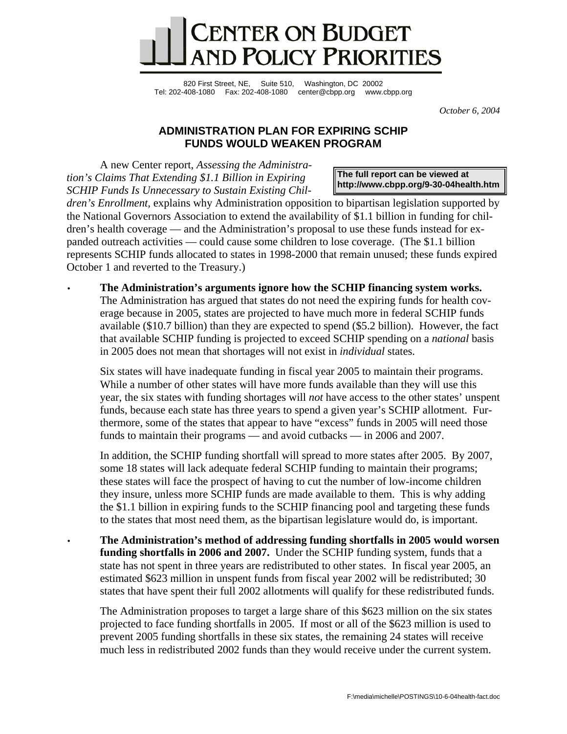# CENTER ON BUDGET AND POLICY PRIORITIES

820 First Street, NE, Suite 510, Washington, DC 20002
Tel: 202-408-1080 Fax: 202-408-1080 center@cbpp.org www.cbpp.org

*October 6, 2004*

## ADMINISTRATION PLAN FOR EXPIRING SCHIP FUNDS WOULD WEAKEN PROGRAM

**The full report can be viewed at http://www.cbpp.org/9-30-04health.htm**

A new Center report, *Assessing the Administration's Claims That Extending $1.1 Billion in Expiring SCHIP Funds Is Unnecessary to Sustain Existing Children's Enrollment,* explains why Administration opposition to bipartisan legislation supported by the National Governors Association to extend the availability of $1.1 billion in funding for children's health coverage — and the Administration's proposal to use these funds instead for expanded outreach activities — could cause some children to lose coverage. (The $1.1 billion represents SCHIP funds allocated to states in 1998-2000 that remain unused; these funds expired October 1 and reverted to the Treasury.)

- **The Administration's arguments ignore how the SCHIP financing system works.** The Administration has argued that states do not need the expiring funds for health coverage because in 2005, states are projected to have much more in federal SCHIP funds available ($10.7 billion) than they are expected to spend ($5.2 billion). However, the fact that available SCHIP funding is projected to exceed SCHIP spending on a *national* basis in 2005 does not mean that shortages will not exist in *individual* states.

  Six states will have inadequate funding in fiscal year 2005 to maintain their programs. While a number of other states will have more funds available than they will use this year, the six states with funding shortages will *not* have access to the other states' unspent funds, because each state has three years to spend a given year's SCHIP allotment. Furthermore, some of the states that appear to have "excess" funds in 2005 will need those funds to maintain their programs — and avoid cutbacks — in 2006 and 2007.

  In addition, the SCHIP funding shortfall will spread to more states after 2005. By 2007, some 18 states will lack adequate federal SCHIP funding to maintain their programs; these states will face the prospect of having to cut the number of low-income children they insure, unless more SCHIP funds are made available to them. This is why adding the $1.1 billion in expiring funds to the SCHIP financing pool and targeting these funds to the states that most need them, as the bipartisan legislature would do, is important.

- **The Administration's method of addressing funding shortfalls in 2005 would worsen funding shortfalls in 2006 and 2007.** Under the SCHIP funding system, funds that a state has not spent in three years are redistributed to other states. In fiscal year 2005, an estimated $623 million in unspent funds from fiscal year 2002 will be redistributed; 30 states that have spent their full 2002 allotments will qualify for these redistributed funds.

  The Administration proposes to target a large share of this $623 million on the six states projected to face funding shortfalls in 2005. If most or all of the $623 million is used to prevent 2005 funding shortfalls in these six states, the remaining 24 states will receive much less in redistributed 2002 funds than they would receive under the current system.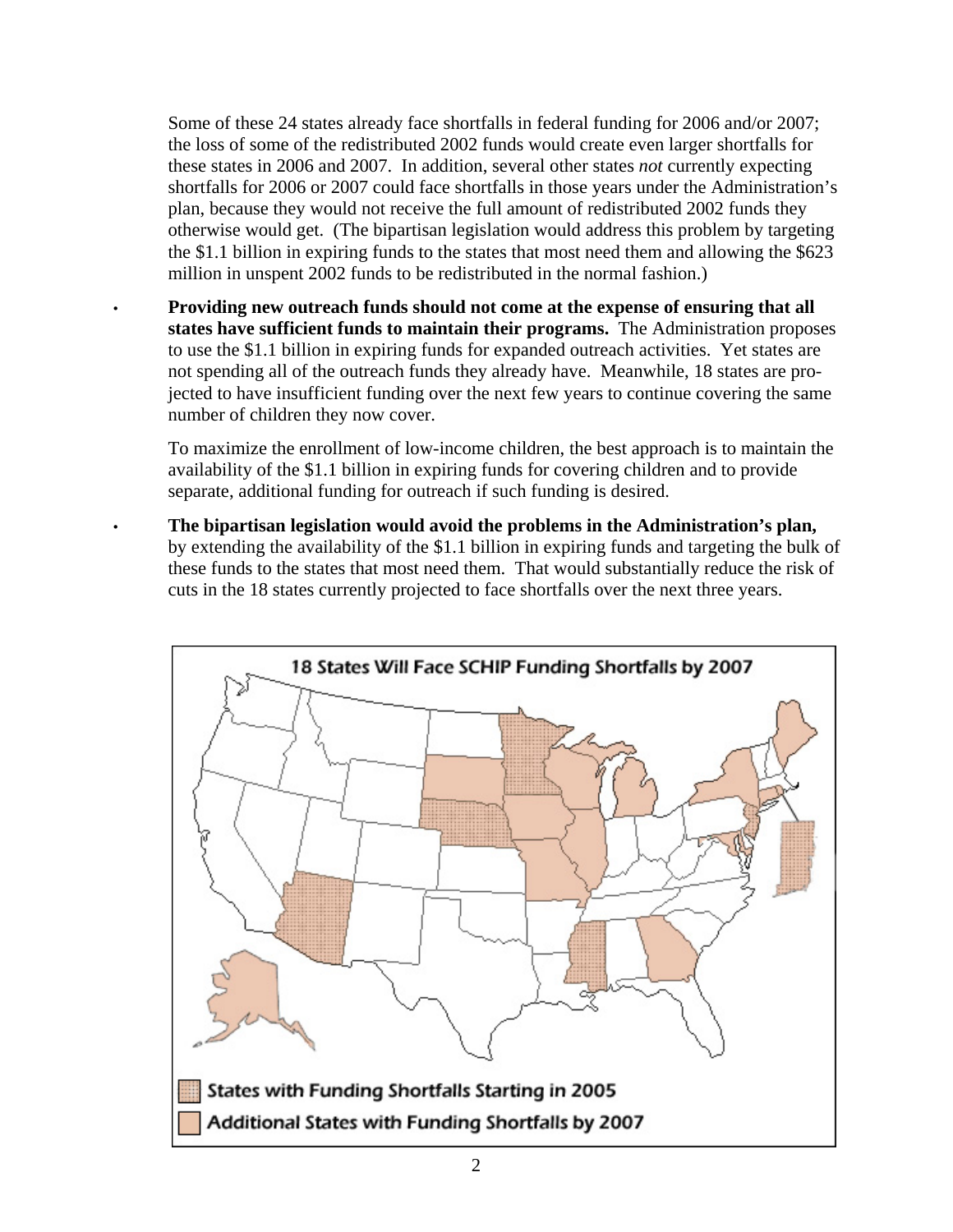Some of these 24 states already face shortfalls in federal funding for 2006 and/or 2007; the loss of some of the redistributed 2002 funds would create even larger shortfalls for these states in 2006 and 2007. In addition, several other states *not* currently expecting shortfalls for 2006 or 2007 could face shortfalls in those years under the Administration's plan, because they would not receive the full amount of redistributed 2002 funds they otherwise would get. (The bipartisan legislation would address this problem by targeting the $1.1 billion in expiring funds to the states that most need them and allowing the $623 million in unspent 2002 funds to be redistributed in the normal fashion.)

- **Providing new outreach funds should not come at the expense of ensuring that all states have sufficient funds to maintain their programs.** The Administration proposes to use the $1.1 billion in expiring funds for expanded outreach activities. Yet states are not spending all of the outreach funds they already have. Meanwhile, 18 states are projected to have insufficient funding over the next few years to continue covering the same number of children they now cover.

  To maximize the enrollment of low-income children, the best approach is to maintain the availability of the $1.1 billion in expiring funds for covering children and to provide separate, additional funding for outreach if such funding is desired.

- **The bipartisan legislation would avoid the problems in the Administration's plan,** by extending the availability of the $1.1 billion in expiring funds and targeting the bulk of these funds to the states that most need them. That would substantially reduce the risk of cuts in the 18 states currently projected to face shortfalls over the next three years.

18 States Will Face SCHIP Funding Shortfalls by 2007

States with Funding Shortfalls Starting in 2005

Additional States with Funding Shortfalls by 2007